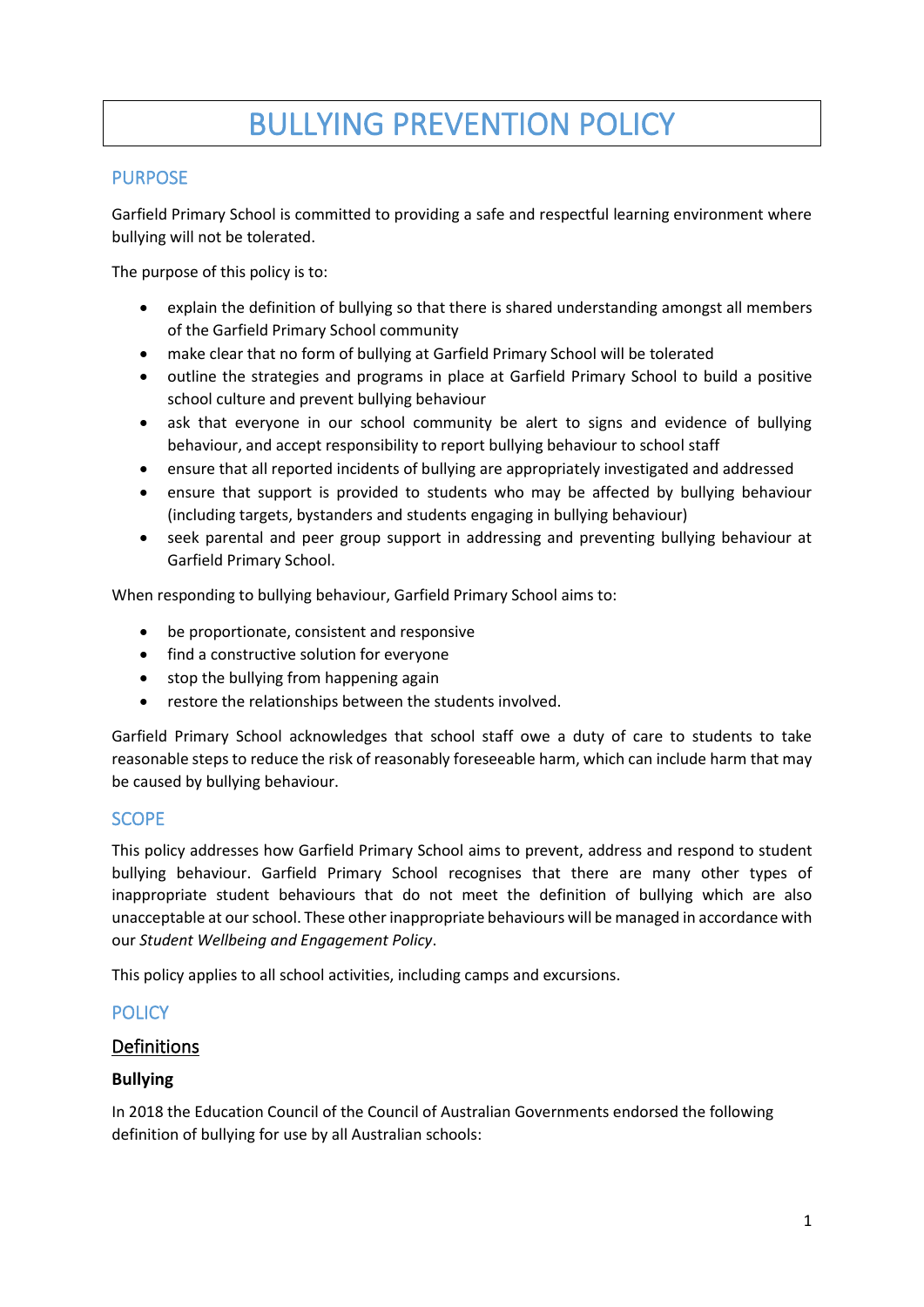# BULLYING PREVENTION POLICY

## PURPOSE

Garfield Primary School is committed to providing a safe and respectful learning environment where bullying will not be tolerated.

The purpose of this policy is to:

- explain the definition of bullying so that there is shared understanding amongst all members of the Garfield Primary School community
- make clear that no form of bullying at Garfield Primary School will be tolerated
- outline the strategies and programs in place at Garfield Primary School to build a positive school culture and prevent bullying behaviour
- ask that everyone in our school community be alert to signs and evidence of bullying behaviour, and accept responsibility to report bullying behaviour to school staff
- ensure that all reported incidents of bullying are appropriately investigated and addressed
- ensure that support is provided to students who may be affected by bullying behaviour (including targets, bystanders and students engaging in bullying behaviour)
- seek parental and peer group support in addressing and preventing bullying behaviour at Garfield Primary School.

When responding to bullying behaviour, Garfield Primary School aims to:

- be proportionate, consistent and responsive
- find a constructive solution for everyone
- stop the bullying from happening again
- restore the relationships between the students involved.

Garfield Primary School acknowledges that school staff owe a duty of care to students to take reasonable steps to reduce the risk of reasonably foreseeable harm, which can include harm that may be caused by bullying behaviour.

## SCOPE

This policy addresses how Garfield Primary School aims to prevent, address and respond to student bullying behaviour. Garfield Primary School recognises that there are many other types of inappropriate student behaviours that do not meet the definition of bullying which are also unacceptable at our school. These other inappropriate behaviours will be managed in accordance with our *Student Wellbeing and Engagement Policy*.

This policy applies to all school activities, including camps and excursions.

## POLICY

### Definitions

**Bullying**

In 2018 the Education Council of the Council of Australian Governments endorsed the following definition of bullying for use by all Australian schools: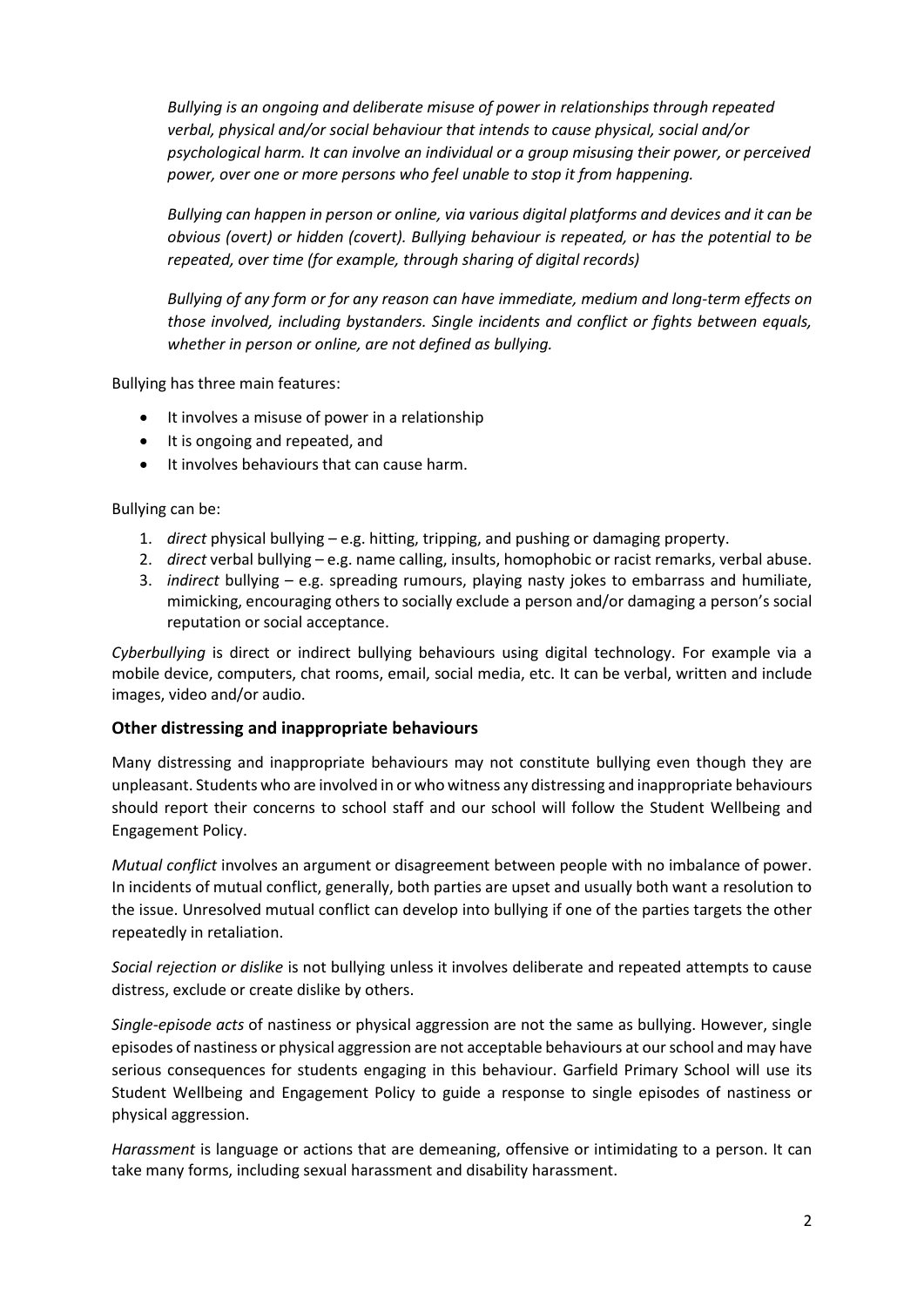*Bullying is an ongoing and deliberate misuse of power in relationships through repeated verbal, physical and/or social behaviour that intends to cause physical, social and/or psychological harm. It can involve an individual or a group misusing their power, or perceived power, over one or more persons who feel unable to stop it from happening.*

*Bullying can happen in person or online, via various digital platforms and devices and it can be obvious (overt) or hidden (covert). Bullying behaviour is repeated, or has the potential to be repeated, over time (for example, through sharing of digital records)*

*Bullying of any form or for any reason can have immediate, medium and long-term effects on those involved, including bystanders. Single incidents and conflict or fights between equals, whether in person or online, are not defined as bullying.*

Bullying has three main features:

- It involves a misuse of power in a relationship
- It is ongoing and repeated, and
- It involves behaviours that can cause harm.

Bullying can be:

1. *direct* physical bullying – e.g. hitting, tripping, and pushing or damaging property.
2. *direct* verbal bullying – e.g. name calling, insults, homophobic or racist remarks, verbal abuse.
3. *indirect* bullying – e.g. spreading rumours, playing nasty jokes to embarrass and humiliate, mimicking, encouraging others to socially exclude a person and/or damaging a person's social reputation or social acceptance.

*Cyberbullying* is direct or indirect bullying behaviours using digital technology. For example via a mobile device, computers, chat rooms, email, social media, etc. It can be verbal, written and include images, video and/or audio.

### Other distressing and inappropriate behaviours

Many distressing and inappropriate behaviours may not constitute bullying even though they are unpleasant. Students who are involved in or who witness any distressing and inappropriate behaviours should report their concerns to school staff and our school will follow the Student Wellbeing and Engagement Policy.

*Mutual conflict* involves an argument or disagreement between people with no imbalance of power. In incidents of mutual conflict, generally, both parties are upset and usually both want a resolution to the issue. Unresolved mutual conflict can develop into bullying if one of the parties targets the other repeatedly in retaliation.

*Social rejection or dislike* is not bullying unless it involves deliberate and repeated attempts to cause distress, exclude or create dislike by others.

*Single-episode acts* of nastiness or physical aggression are not the same as bullying. However, single episodes of nastiness or physical aggression are not acceptable behaviours at our school and may have serious consequences for students engaging in this behaviour. Garfield Primary School will use its Student Wellbeing and Engagement Policy to guide a response to single episodes of nastiness or physical aggression.

*Harassment* is language or actions that are demeaning, offensive or intimidating to a person. It can take many forms, including sexual harassment and disability harassment.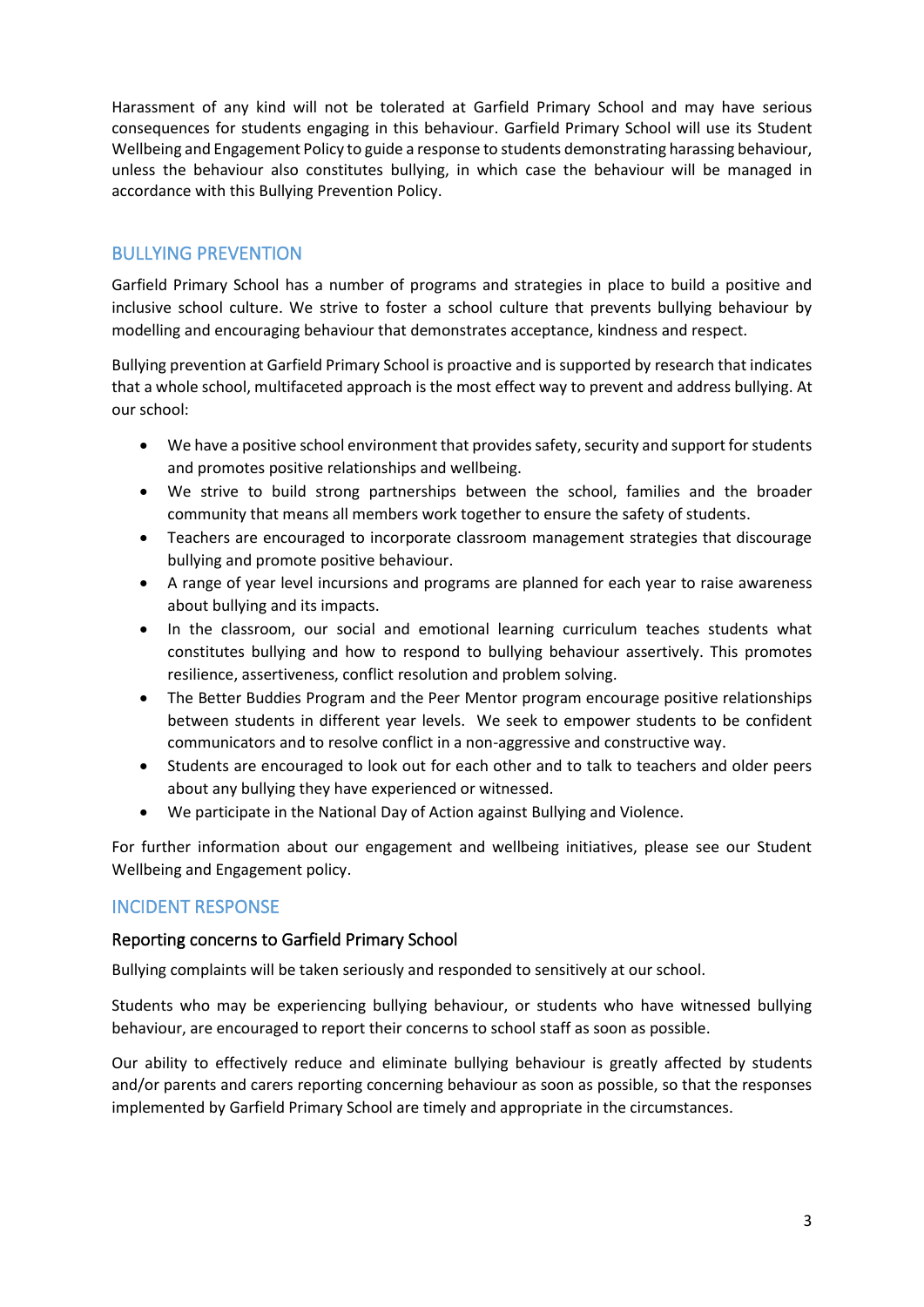Harassment of any kind will not be tolerated at Garfield Primary School and may have serious consequences for students engaging in this behaviour. Garfield Primary School will use its Student Wellbeing and Engagement Policy to guide a response to students demonstrating harassing behaviour, unless the behaviour also constitutes bullying, in which case the behaviour will be managed in accordance with this Bullying Prevention Policy.

## BULLYING PREVENTION

Garfield Primary School has a number of programs and strategies in place to build a positive and inclusive school culture. We strive to foster a school culture that prevents bullying behaviour by modelling and encouraging behaviour that demonstrates acceptance, kindness and respect.

Bullying prevention at Garfield Primary School is proactive and is supported by research that indicates that a whole school, multifaceted approach is the most effect way to prevent and address bullying. At our school:

- We have a positive school environment that provides safety, security and support for students and promotes positive relationships and wellbeing.
- We strive to build strong partnerships between the school, families and the broader community that means all members work together to ensure the safety of students.
- Teachers are encouraged to incorporate classroom management strategies that discourage bullying and promote positive behaviour.
- A range of year level incursions and programs are planned for each year to raise awareness about bullying and its impacts.
- In the classroom, our social and emotional learning curriculum teaches students what constitutes bullying and how to respond to bullying behaviour assertively. This promotes resilience, assertiveness, conflict resolution and problem solving.
- The Better Buddies Program and the Peer Mentor program encourage positive relationships between students in different year levels. We seek to empower students to be confident communicators and to resolve conflict in a non-aggressive and constructive way.
- Students are encouraged to look out for each other and to talk to teachers and older peers about any bullying they have experienced or witnessed.
- We participate in the National Day of Action against Bullying and Violence.

For further information about our engagement and wellbeing initiatives, please see our Student Wellbeing and Engagement policy.

## INCIDENT RESPONSE

### Reporting concerns to Garfield Primary School

Bullying complaints will be taken seriously and responded to sensitively at our school.

Students who may be experiencing bullying behaviour, or students who have witnessed bullying behaviour, are encouraged to report their concerns to school staff as soon as possible.

Our ability to effectively reduce and eliminate bullying behaviour is greatly affected by students and/or parents and carers reporting concerning behaviour as soon as possible, so that the responses implemented by Garfield Primary School are timely and appropriate in the circumstances.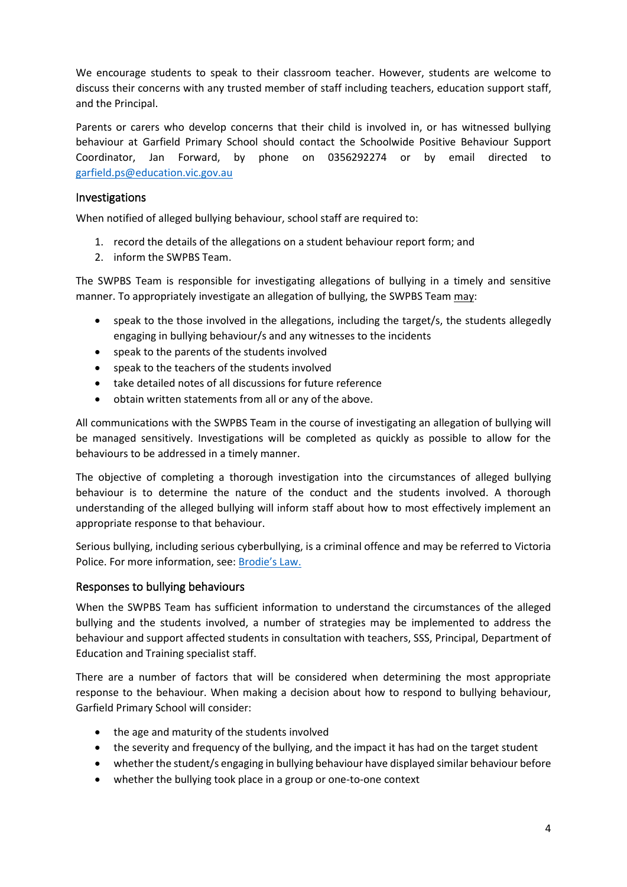We encourage students to speak to their classroom teacher. However, students are welcome to discuss their concerns with any trusted member of staff including teachers, education support staff, and the Principal.

Parents or carers who develop concerns that their child is involved in, or has witnessed bullying behaviour at Garfield Primary School should contact the Schoolwide Positive Behaviour Support Coordinator, Jan Forward, by phone on 0356292274 or by email directed to [garfield.ps@education.vic.gov.au](mailto:garfield.ps@education.vic.gov.au)

## Investigations

When notified of alleged bullying behaviour, school staff are required to:

1. record the details of the allegations on a student behaviour report form; and
2. inform the SWPBS Team.

The SWPBS Team is responsible for investigating allegations of bullying in a timely and sensitive manner. To appropriately investigate an allegation of bullying, the SWPBS Team <u>may</u>:

- speak to the those involved in the allegations, including the target/s, the students allegedly engaging in bullying behaviour/s and any witnesses to the incidents
- speak to the parents of the students involved
- speak to the teachers of the students involved
- take detailed notes of all discussions for future reference
- obtain written statements from all or any of the above.

All communications with the SWPBS Team in the course of investigating an allegation of bullying will be managed sensitively. Investigations will be completed as quickly as possible to allow for the behaviours to be addressed in a timely manner.

The objective of completing a thorough investigation into the circumstances of alleged bullying behaviour is to determine the nature of the conduct and the students involved. A thorough understanding of the alleged bullying will inform staff about how to most effectively implement an appropriate response to that behaviour.

Serious bullying, including serious cyberbullying, is a criminal offence and may be referred to Victoria Police. For more information, see: [Brodie's Law.](#)

## Responses to bullying behaviours

When the SWPBS Team has sufficient information to understand the circumstances of the alleged bullying and the students involved, a number of strategies may be implemented to address the behaviour and support affected students in consultation with teachers, SSS, Principal, Department of Education and Training specialist staff.

There are a number of factors that will be considered when determining the most appropriate response to the behaviour. When making a decision about how to respond to bullying behaviour, Garfield Primary School will consider:

- the age and maturity of the students involved
- the severity and frequency of the bullying, and the impact it has had on the target student
- whether the student/s engaging in bullying behaviour have displayed similar behaviour before
- whether the bullying took place in a group or one-to-one context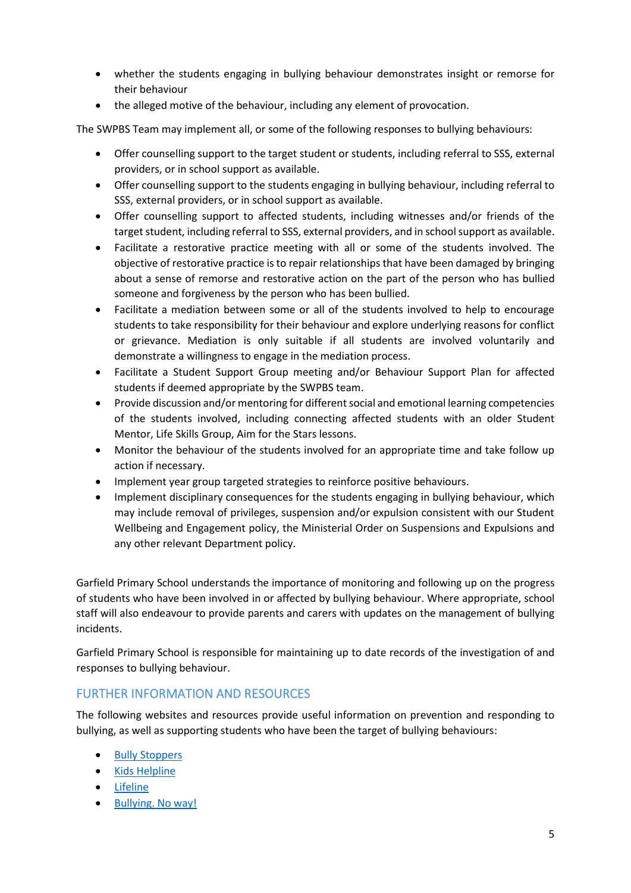- whether the students engaging in bullying behaviour demonstrates insight or remorse for their behaviour
- the alleged motive of the behaviour, including any element of provocation.

The SWPBS Team may implement all, or some of the following responses to bullying behaviours:

- Offer counselling support to the target student or students, including referral to SSS, external providers, or in school support as available.
- Offer counselling support to the students engaging in bullying behaviour, including referral to SSS, external providers, or in school support as available.
- Offer counselling support to affected students, including witnesses and/or friends of the target student, including referral to SSS, external providers, and in school support as available.
- Facilitate a restorative practice meeting with all or some of the students involved. The objective of restorative practice is to repair relationships that have been damaged by bringing about a sense of remorse and restorative action on the part of the person who has bullied someone and forgiveness by the person who has been bullied.
- Facilitate a mediation between some or all of the students involved to help to encourage students to take responsibility for their behaviour and explore underlying reasons for conflict or grievance. Mediation is only suitable if all students are involved voluntarily and demonstrate a willingness to engage in the mediation process.
- Facilitate a Student Support Group meeting and/or Behaviour Support Plan for affected students if deemed appropriate by the SWPBS team.
- Provide discussion and/or mentoring for different social and emotional learning competencies of the students involved, including connecting affected students with an older Student Mentor, Life Skills Group, Aim for the Stars lessons.
- Monitor the behaviour of the students involved for an appropriate time and take follow up action if necessary.
- Implement year group targeted strategies to reinforce positive behaviours.
- Implement disciplinary consequences for the students engaging in bullying behaviour, which may include removal of privileges, suspension and/or expulsion consistent with our Student Wellbeing and Engagement policy, the Ministerial Order on Suspensions and Expulsions and any other relevant Department policy.

Garfield Primary School understands the importance of monitoring and following up on the progress of students who have been involved in or affected by bullying behaviour. Where appropriate, school staff will also endeavour to provide parents and carers with updates on the management of bullying incidents.

Garfield Primary School is responsible for maintaining up to date records of the investigation of and responses to bullying behaviour.

## FURTHER INFORMATION AND RESOURCES

The following websites and resources provide useful information on prevention and responding to bullying, as well as supporting students who have been the target of bullying behaviours:

- Bully Stoppers
- Kids Helpline
- Lifeline
- Bullying. No way!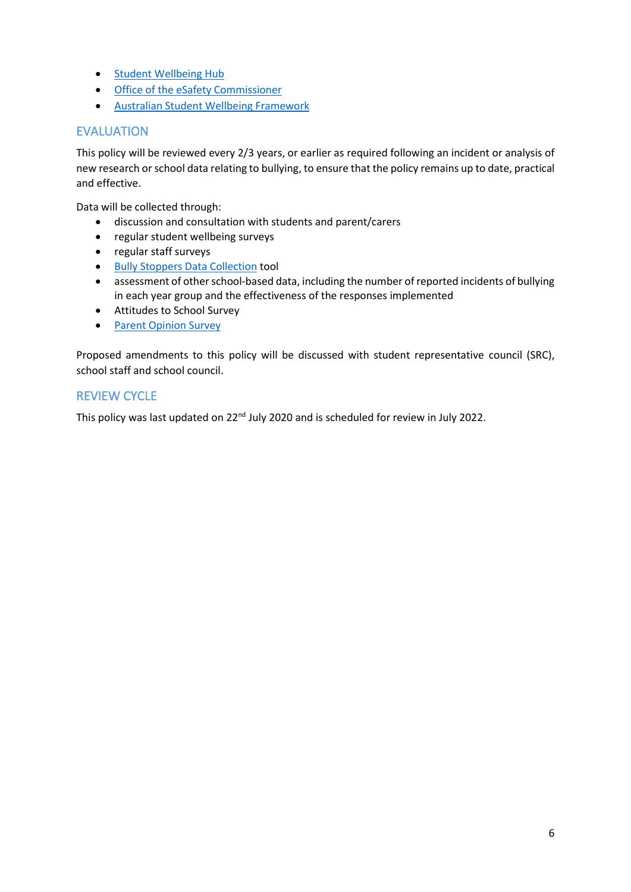- Student Wellbeing Hub
- Office of the eSafety Commissioner
- Australian Student Wellbeing Framework

## EVALUATION

This policy will be reviewed every 2/3 years, or earlier as required following an incident or analysis of new research or school data relating to bullying, to ensure that the policy remains up to date, practical and effective.

Data will be collected through:

- discussion and consultation with students and parent/carers
- regular student wellbeing surveys
- regular staff surveys
- Bully Stoppers Data Collection tool
- assessment of other school-based data, including the number of reported incidents of bullying in each year group and the effectiveness of the responses implemented
- Attitudes to School Survey
- Parent Opinion Survey

Proposed amendments to this policy will be discussed with student representative council (SRC), school staff and school council.

## REVIEW CYCLE

This policy was last updated on 22nd July 2020 and is scheduled for review in July 2022.